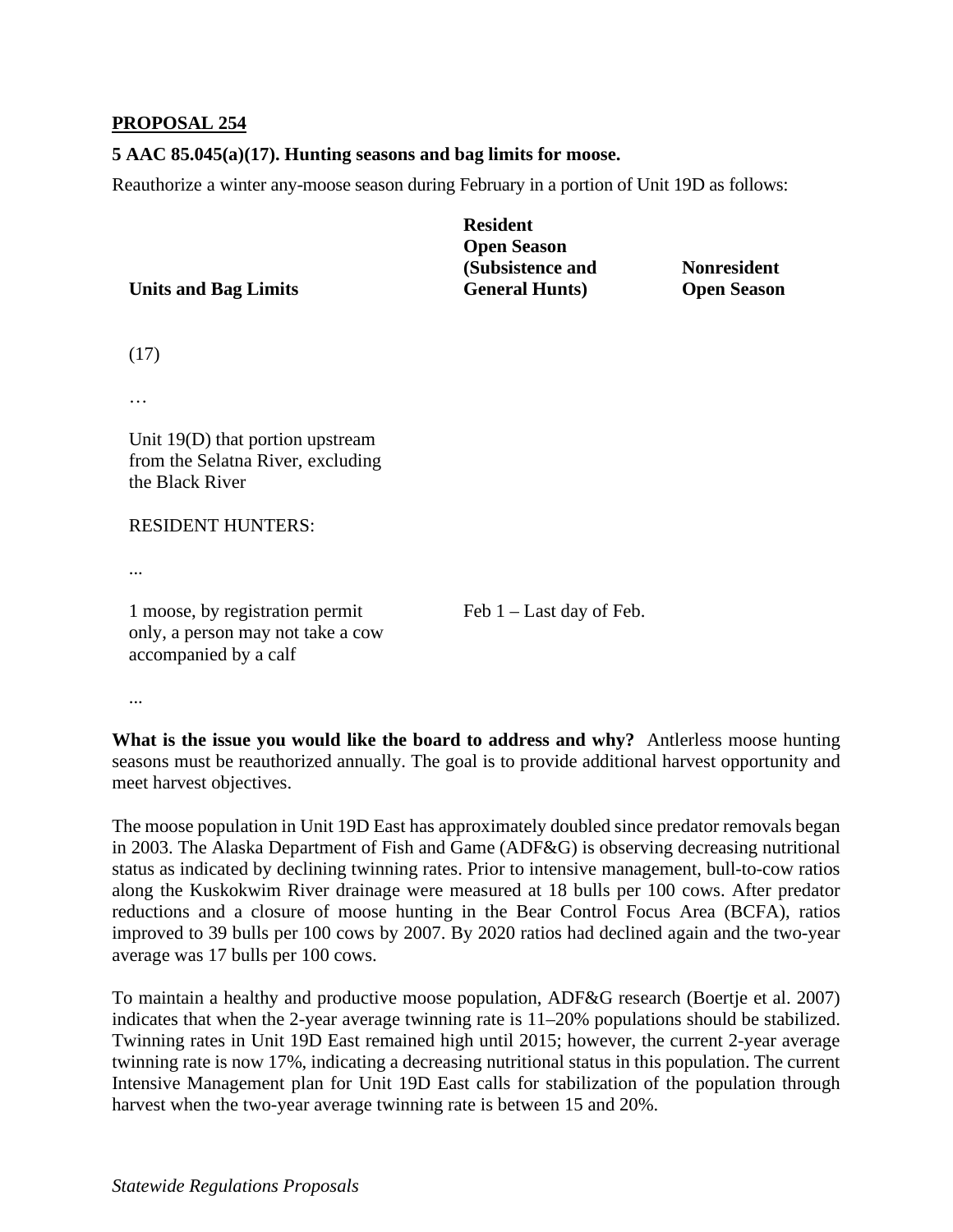**PROPOSAL 254**

**5 AAC 85.045(a)(17). Hunting seasons and bag limits for moose.**

Reauthorize a winter any-moose season during February in a portion of Unit 19D as follows:

| **Units and Bag Limits** | **Resident Open Season (Subsistence and General Hunts)** | **Nonresident Open Season** |
|---|---|---|
| (17) | | |
| … | | |
| Unit 19(D) that portion upstream from the Selatna River, excluding the Black River | | |
| RESIDENT HUNTERS: | | |
| ... | | |
| 1 moose, by registration permit only, a person may not take a cow accompanied by a calf | Feb 1 – Last day of Feb. | |
| ... | | |

**What is the issue you would like the board to address and why?** Antlerless moose hunting seasons must be reauthorized annually. The goal is to provide additional harvest opportunity and meet harvest objectives.

The moose population in Unit 19D East has approximately doubled since predator removals began in 2003. The Alaska Department of Fish and Game (ADF&G) is observing decreasing nutritional status as indicated by declining twinning rates. Prior to intensive management, bull-to-cow ratios along the Kuskokwim River drainage were measured at 18 bulls per 100 cows. After predator reductions and a closure of moose hunting in the Bear Control Focus Area (BCFA), ratios improved to 39 bulls per 100 cows by 2007. By 2020 ratios had declined again and the two-year average was 17 bulls per 100 cows.

To maintain a healthy and productive moose population, ADF&G research (Boertje et al. 2007) indicates that when the 2-year average twinning rate is 11–20% populations should be stabilized. Twinning rates in Unit 19D East remained high until 2015; however, the current 2-year average twinning rate is now 17%, indicating a decreasing nutritional status in this population. The current Intensive Management plan for Unit 19D East calls for stabilization of the population through harvest when the two-year average twinning rate is between 15 and 20%.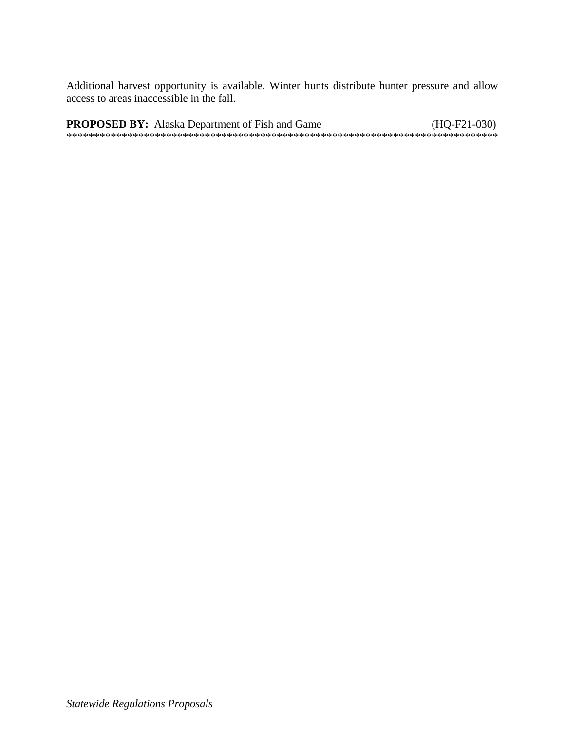Additional harvest opportunity is available. Winter hunts distribute hunter pressure and allow access to areas inaccessible in the fall.

**PROPOSED BY:** Alaska Department of Fish and Game (HQ-F21-030)

******************************************************************************